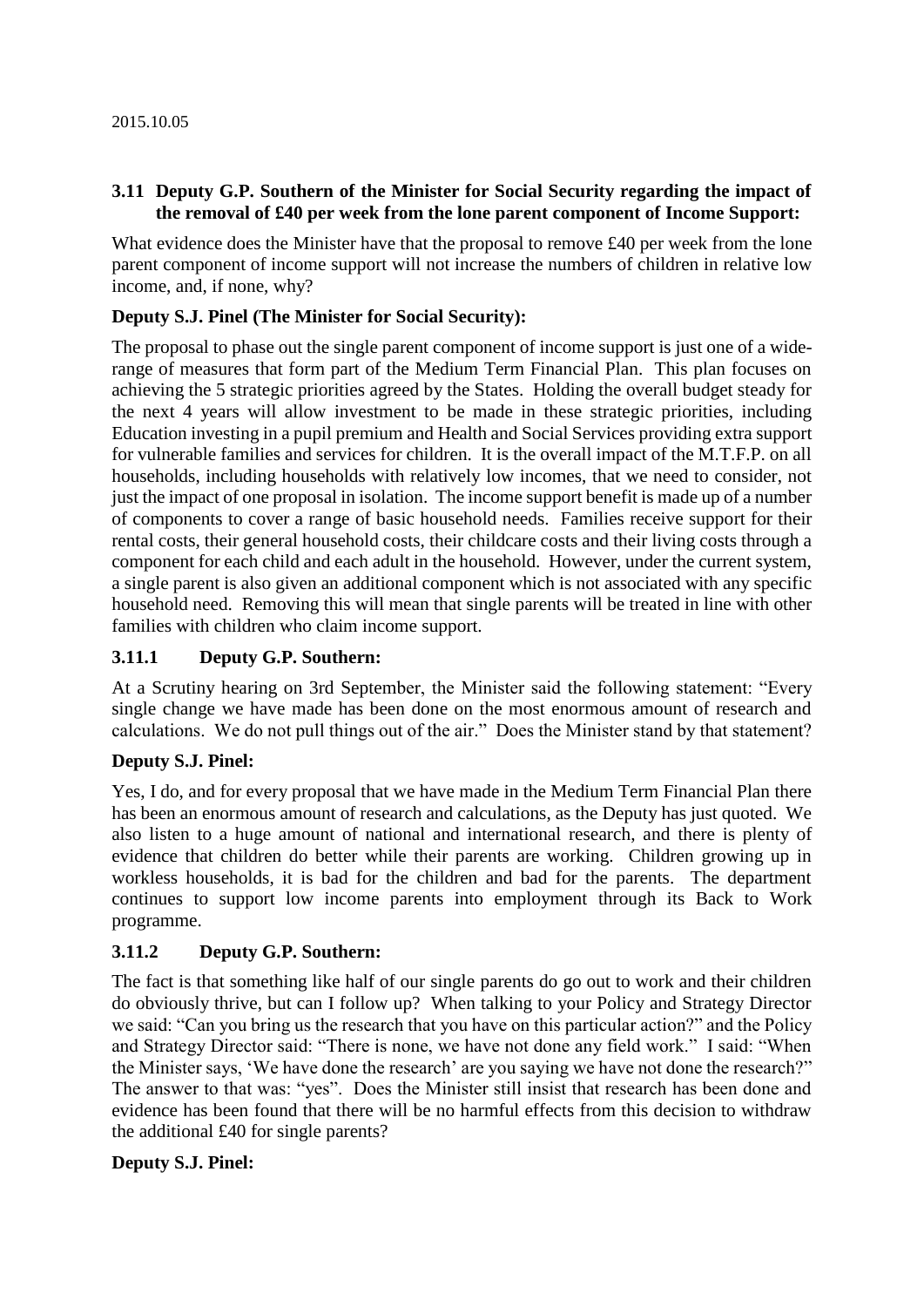2015.10.05

### 3.11 Deputy G.P. Southern of the Minister for Social Security regarding the impact of the removal of £40 per week from the lone parent component of Income Support:

What evidence does the Minister have that the proposal to remove £40 per week from the lone parent component of income support will not increase the numbers of children in relative low income, and, if none, why?

**Deputy S.J. Pinel (The Minister for Social Security):**

The proposal to phase out the single parent component of income support is just one of a wide-range of measures that form part of the Medium Term Financial Plan. This plan focuses on achieving the 5 strategic priorities agreed by the States. Holding the overall budget steady for the next 4 years will allow investment to be made in these strategic priorities, including Education investing in a pupil premium and Health and Social Services providing extra support for vulnerable families and services for children. It is the overall impact of the M.T.F.P. on all households, including households with relatively low incomes, that we need to consider, not just the impact of one proposal in isolation. The income support benefit is made up of a number of components to cover a range of basic household needs. Families receive support for their rental costs, their general household costs, their childcare costs and their living costs through a component for each child and each adult in the household. However, under the current system, a single parent is also given an additional component which is not associated with any specific household need. Removing this will mean that single parents will be treated in line with other families with children who claim income support.

#### 3.11.1 Deputy G.P. Southern:

At a Scrutiny hearing on 3rd September, the Minister said the following statement: "Every single change we have made has been done on the most enormous amount of research and calculations. We do not pull things out of the air." Does the Minister stand by that statement?

**Deputy S.J. Pinel:**

Yes, I do, and for every proposal that we have made in the Medium Term Financial Plan there has been an enormous amount of research and calculations, as the Deputy has just quoted. We also listen to a huge amount of national and international research, and there is plenty of evidence that children do better while their parents are working. Children growing up in workless households, it is bad for the children and bad for the parents. The department continues to support low income parents into employment through its Back to Work programme.

#### 3.11.2 Deputy G.P. Southern:

The fact is that something like half of our single parents do go out to work and their children do obviously thrive, but can I follow up? When talking to your Policy and Strategy Director we said: "Can you bring us the research that you have on this particular action?" and the Policy and Strategy Director said: "There is none, we have not done any field work." I said: "When the Minister says, 'We have done the research' are you saying we have not done the research?" The answer to that was: "yes". Does the Minister still insist that research has been done and evidence has been found that there will be no harmful effects from this decision to withdraw the additional £40 for single parents?

**Deputy S.J. Pinel:**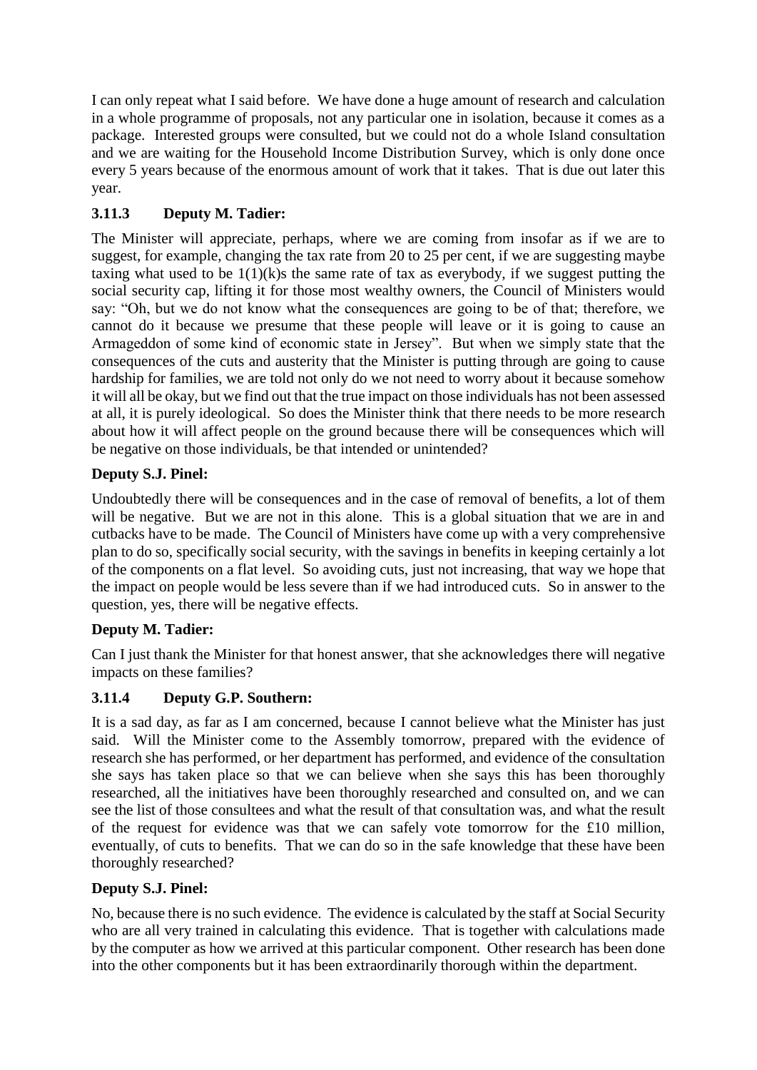I can only repeat what I said before. We have done a huge amount of research and calculation in a whole programme of proposals, not any particular one in isolation, because it comes as a package. Interested groups were consulted, but we could not do a whole Island consultation and we are waiting for the Household Income Distribution Survey, which is only done once every 5 years because of the enormous amount of work that it takes. That is due out later this year.

### 3.11.3 Deputy M. Tadier:

The Minister will appreciate, perhaps, where we are coming from insofar as if we are to suggest, for example, changing the tax rate from 20 to 25 per cent, if we are suggesting maybe taxing what used to be 1(1)(k)s the same rate of tax as everybody, if we suggest putting the social security cap, lifting it for those most wealthy owners, the Council of Ministers would say: "Oh, but we do not know what the consequences are going to be of that; therefore, we cannot do it because we presume that these people will leave or it is going to cause an Armageddon of some kind of economic state in Jersey". But when we simply state that the consequences of the cuts and austerity that the Minister is putting through are going to cause hardship for families, we are told not only do we not need to worry about it because somehow it will all be okay, but we find out that the true impact on those individuals has not been assessed at all, it is purely ideological. So does the Minister think that there needs to be more research about how it will affect people on the ground because there will be consequences which will be negative on those individuals, be that intended or unintended?

### Deputy S.J. Pinel:

Undoubtedly there will be consequences and in the case of removal of benefits, a lot of them will be negative. But we are not in this alone. This is a global situation that we are in and cutbacks have to be made. The Council of Ministers have come up with a very comprehensive plan to do so, specifically social security, with the savings in benefits in keeping certainly a lot of the components on a flat level. So avoiding cuts, just not increasing, that way we hope that the impact on people would be less severe than if we had introduced cuts. So in answer to the question, yes, there will be negative effects.

### Deputy M. Tadier:

Can I just thank the Minister for that honest answer, that she acknowledges there will negative impacts on these families?

### 3.11.4 Deputy G.P. Southern:

It is a sad day, as far as I am concerned, because I cannot believe what the Minister has just said. Will the Minister come to the Assembly tomorrow, prepared with the evidence of research she has performed, or her department has performed, and evidence of the consultation she says has taken place so that we can believe when she says this has been thoroughly researched, all the initiatives have been thoroughly researched and consulted on, and we can see the list of those consultees and what the result of that consultation was, and what the result of the request for evidence was that we can safely vote tomorrow for the £10 million, eventually, of cuts to benefits. That we can do so in the safe knowledge that these have been thoroughly researched?

### Deputy S.J. Pinel:

No, because there is no such evidence. The evidence is calculated by the staff at Social Security who are all very trained in calculating this evidence. That is together with calculations made by the computer as how we arrived at this particular component. Other research has been done into the other components but it has been extraordinarily thorough within the department.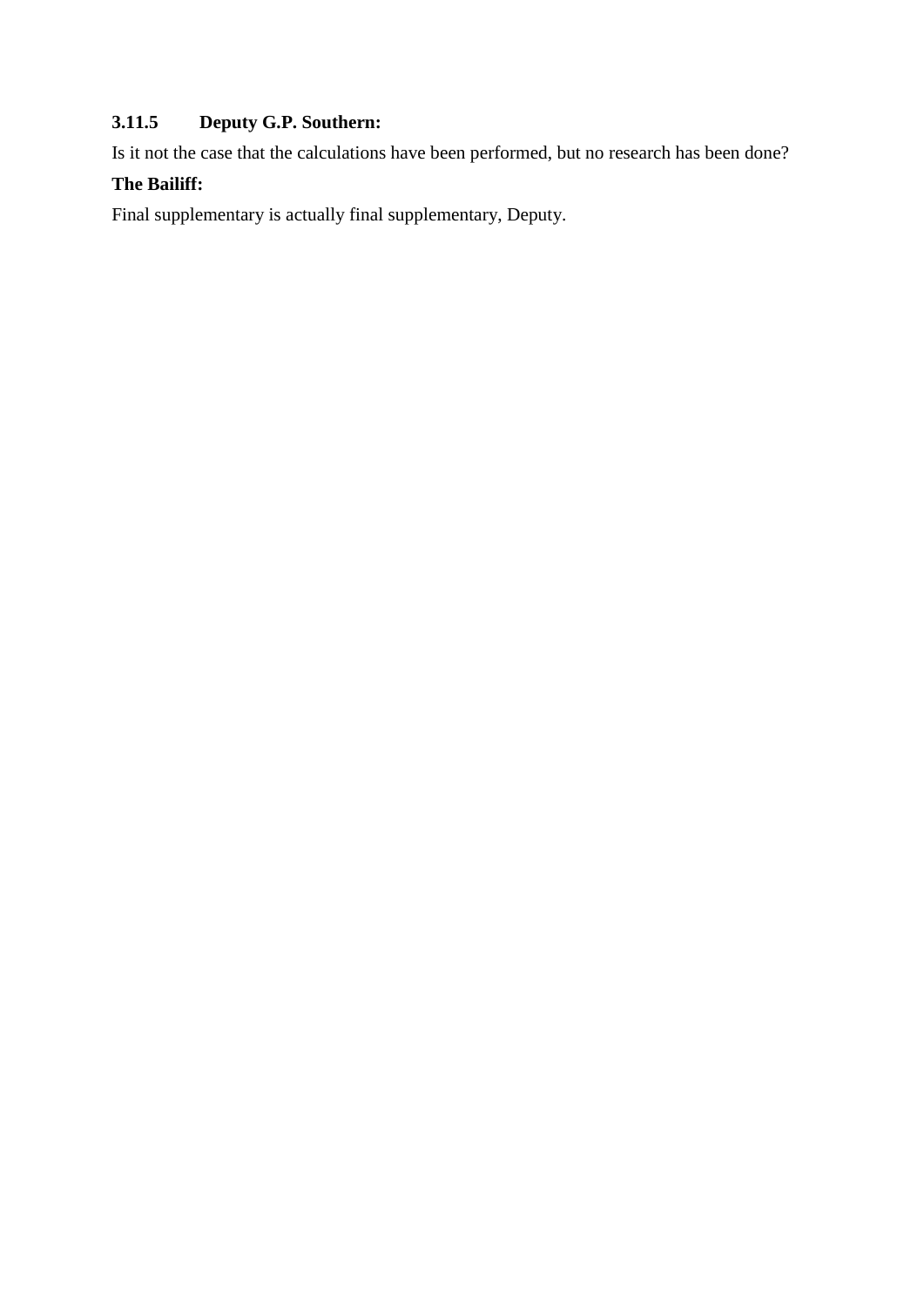**3.11.5 Deputy G.P. Southern:**

Is it not the case that the calculations have been performed, but no research has been done?

**The Bailiff:**

Final supplementary is actually final supplementary, Deputy.